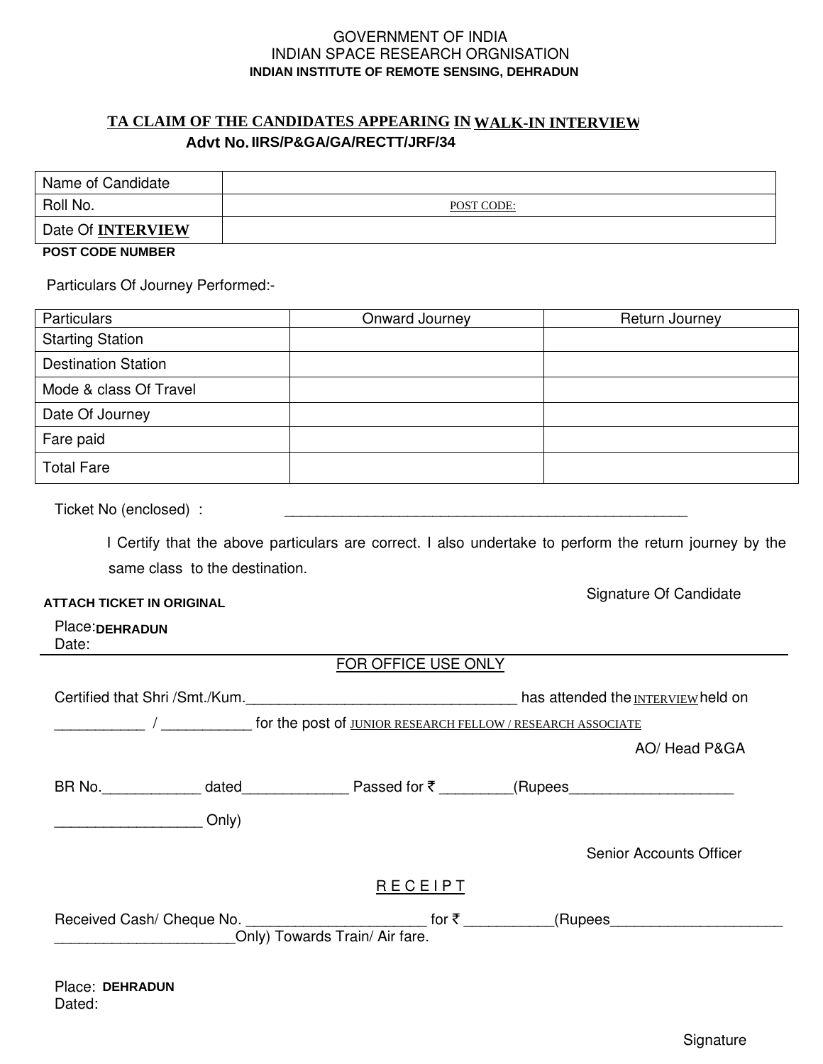GOVERNMENT OF INDIA
INDIAN SPACE RESEARCH ORGNISATION
**INDIAN INSTITUTE OF REMOTE SENSING, DEHRADUN**

## TA CLAIM OF THE CANDIDATES APPEARING IN WALK-IN INTERVIEW

**Advt No. IIRS/P&GA/GA/RECTT/JRF/34**

| Name of Candidate | |
|---|---|
| Roll No. | POST CODE: |
| Date Of **INTERVIEW** | |

**POST CODE NUMBER**

Particulars Of Journey Performed:-

| Particulars | Onward Journey | Return Journey |
|---|---|---|
| Starting Station | | |
| Destination Station | | |
| Mode & class Of Travel | | |
| Date Of Journey | | |
| Fare paid | | |
| Total Fare | | |

Ticket No (enclosed) : ____________________________________________________

I Certify that the above particulars are correct. I also undertake to perform the return journey by the same class to the destination.

Signature Of Candidate

**ATTACH TICKET IN ORIGINAL**

Place: **DEHRADUN**
Date:

---

FOR OFFICE USE ONLY

Certified that Shri /Smt./Kum.__________________________________ has attended the INTERVIEW held on ___________ / ___________ for the post of JUNIOR RESEARCH FELLOW / RESEARCH ASSOCIATE

AO/ Head P&GA

BR No.____________ dated_____________ Passed for ₹ _________(Rupees____________________ __________________ Only)

Senior Accounts Officer

R E C E I P T

Received Cash/ Cheque No. _______________________ for ₹ ___________(Rupees_____________________ ______________________Only) Towards Train/ Air fare.

Place: **DEHRADUN**
Dated:

Signature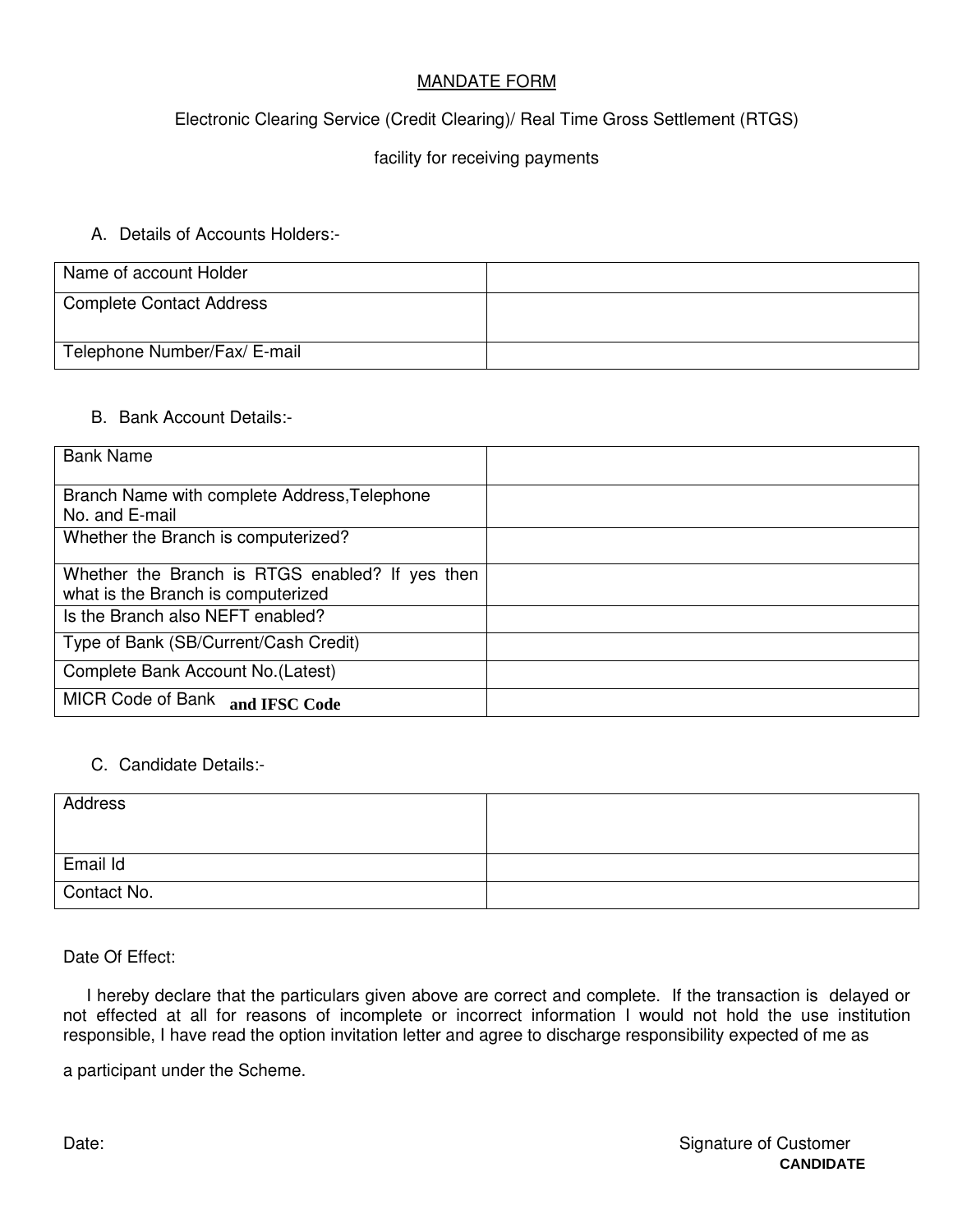# MANDATE FORM

Electronic Clearing Service (Credit Clearing)/ Real Time Gross Settlement (RTGS)

facility for receiving payments

A. Details of Accounts Holders:-

| | |
|---|---|
| Name of account Holder | |
| Complete Contact Address | |
| Telephone Number/Fax/ E-mail | |

B. Bank Account Details:-

| | |
|---|---|
| Bank Name | |
| Branch Name with complete Address,Telephone No. and E-mail | |
| Whether the Branch is computerized? | |
| Whether the Branch is RTGS enabled? If yes then what is the Branch is computerized | |
| Is the Branch also NEFT enabled? | |
| Type of Bank (SB/Current/Cash Credit) | |
| Complete Bank Account No.(Latest) | |
| MICR Code of Bank **and IFSC Code** | |

C. Candidate Details:-

| | |
|---|---|
| Address | |
| Email Id | |
| Contact No. | |

Date Of Effect:

I hereby declare that the particulars given above are correct and complete. If the transaction is delayed or not effected at all for reasons of incomplete or incorrect information I would not hold the use institution responsible, I have read the option invitation letter and agree to discharge responsibility expected of me as

a participant under the Scheme.

Date:

Signature of Customer
**CANDIDATE**